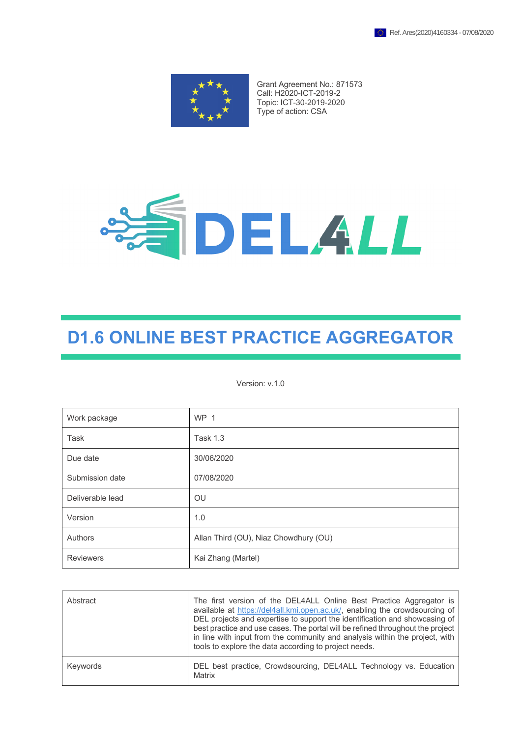Ref. Ares(2020)4160334 - 07/08/2020

Grant Agreement No.: 871573
Call: H2020-ICT-2019-2
Topic: ICT-30-2019-2020
Type of action: CSA

DEL4ALL

# D1.6 ONLINE BEST PRACTICE AGGREGATOR

Version: v.1.0

| | |
|---|---|
| Work package | WP 1 |
| Task | Task 1.3 |
| Due date | 30/06/2020 |
| Submission date | 07/08/2020 |
| Deliverable lead | OU |
| Version | 1.0 |
| Authors | Allan Third (OU), Niaz Chowdhury (OU) |
| Reviewers | Kai Zhang (Martel) |

| | |
|---|---|
| Abstract | The first version of the DEL4ALL Online Best Practice Aggregator is available at https://del4all.kmi.open.ac.uk/, enabling the crowdsourcing of DEL projects and expertise to support the identification and showcasing of best practice and use cases. The portal will be refined throughout the project in line with input from the community and analysis within the project, with tools to explore the data according to project needs. |
| Keywords | DEL best practice, Crowdsourcing, DEL4ALL Technology vs. Education Matrix |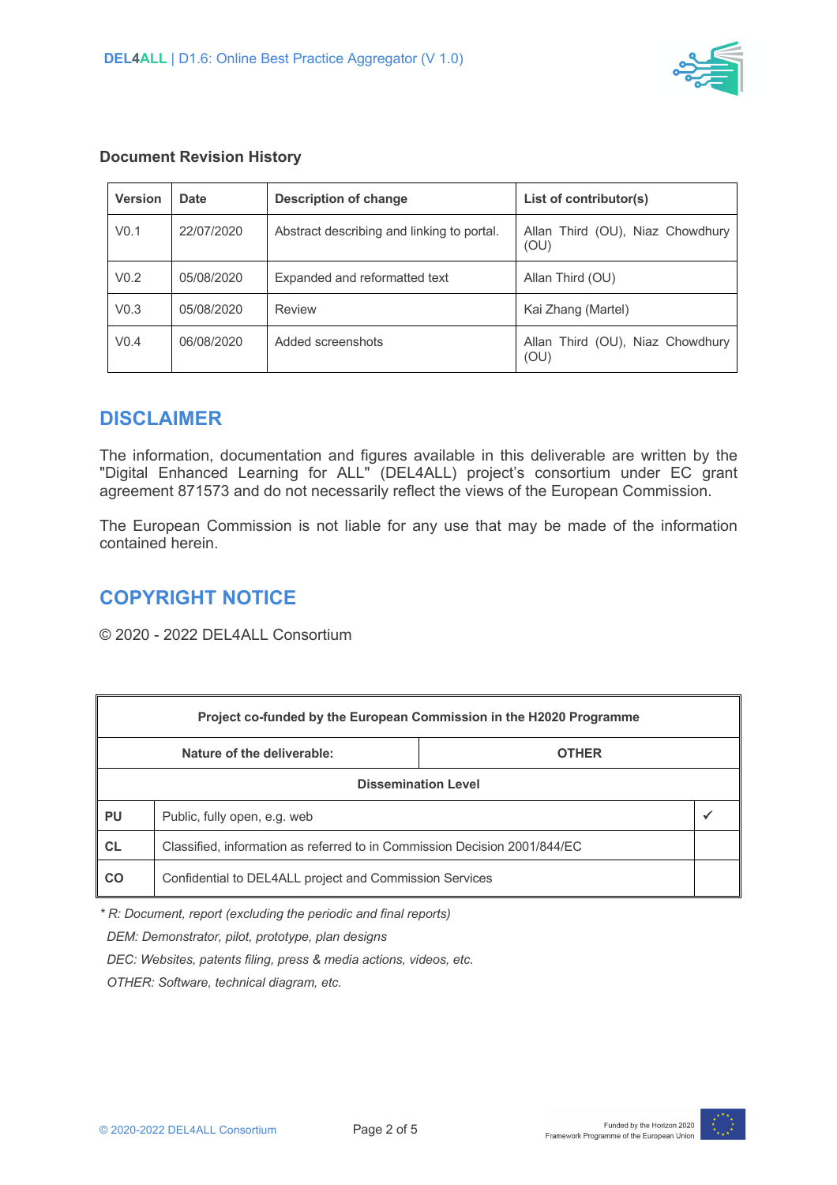**Document Revision History**

| Version | Date | Description of change | List of contributor(s) |
|---|---|---|---|
| V0.1 | 22/07/2020 | Abstract describing and linking to portal. | Allan Third (OU), Niaz Chowdhury (OU) |
| V0.2 | 05/08/2020 | Expanded and reformatted text | Allan Third (OU) |
| V0.3 | 05/08/2020 | Review | Kai Zhang (Martel) |
| V0.4 | 06/08/2020 | Added screenshots | Allan Third (OU), Niaz Chowdhury (OU) |

## DISCLAIMER

The information, documentation and figures available in this deliverable are written by the "Digital Enhanced Learning for ALL" (DEL4ALL) project's consortium under EC grant agreement 871573 and do not necessarily reflect the views of the European Commission.

The European Commission is not liable for any use that may be made of the information contained herein.

## COPYRIGHT NOTICE

© 2020 - 2022 DEL4ALL Consortium

| Project co-funded by the European Commission in the H2020 Programme | | |
|---|---|---|
| **Nature of the deliverable:** | **OTHER** | |
| **Dissemination Level** | | |
| **PU** | Public, fully open, e.g. web | ✓ |
| **CL** | Classified, information as referred to in Commission Decision 2001/844/EC | |
| **CO** | Confidential to DEL4ALL project and Commission Services | |

*\* R: Document, report (excluding the periodic and final reports)*

*DEM: Demonstrator, pilot, prototype, plan designs*

*DEC: Websites, patents filing, press & media actions, videos, etc.*

*OTHER: Software, technical diagram, etc.*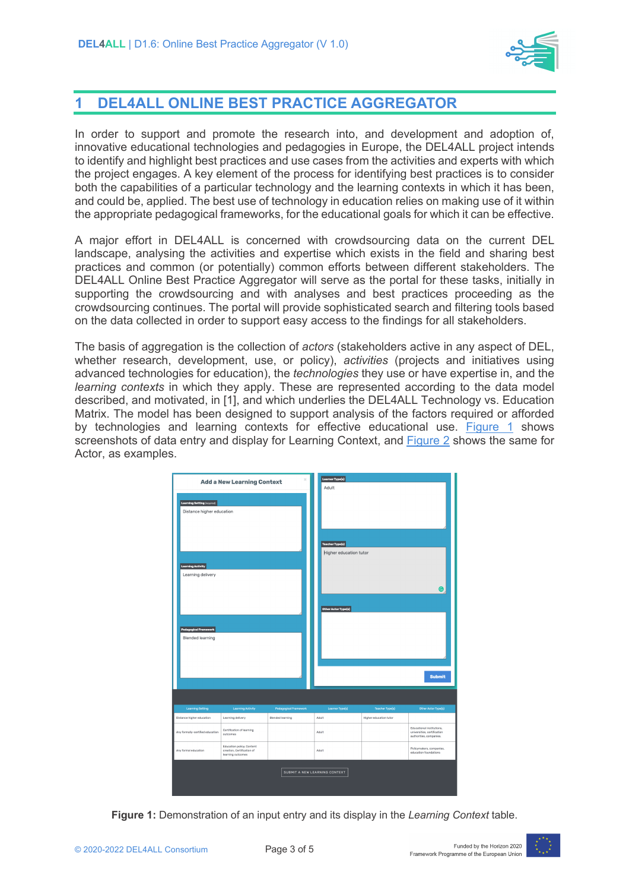# 1 DEL4ALL ONLINE BEST PRACTICE AGGREGATOR

In order to support and promote the research into, and development and adoption of, innovative educational technologies and pedagogies in Europe, the DEL4ALL project intends to identify and highlight best practices and use cases from the activities and experts with which the project engages. A key element of the process for identifying best practices is to consider both the capabilities of a particular technology and the learning contexts in which it has been, and could be, applied. The best use of technology in education relies on making use of it within the appropriate pedagogical frameworks, for the educational goals for which it can be effective.

A major effort in DEL4ALL is concerned with crowdsourcing data on the current DEL landscape, analysing the activities and expertise which exists in the field and sharing best practices and common (or potentially) common efforts between different stakeholders. The DEL4ALL Online Best Practice Aggregator will serve as the portal for these tasks, initially in supporting the crowdsourcing and with analyses and best practices proceeding as the crowdsourcing continues. The portal will provide sophisticated search and filtering tools based on the data collected in order to support easy access to the findings for all stakeholders.

The basis of aggregation is the collection of *actors* (stakeholders active in any aspect of DEL, whether research, development, use, or policy), *activities* (projects and initiatives using advanced technologies for education), the *technologies* they use or have expertise in, and the *learning contexts* in which they apply. These are represented according to the data model described, and motivated, in [1], and which underlies the DEL4ALL Technology vs. Education Matrix. The model has been designed to support analysis of the factors required or afforded by technologies and learning contexts for effective educational use. Figure 1 shows screenshots of data entry and display for Learning Context, and Figure 2 shows the same for Actor, as examples.

**Figure 1:** Demonstration of an input entry and its display in the *Learning Context* table.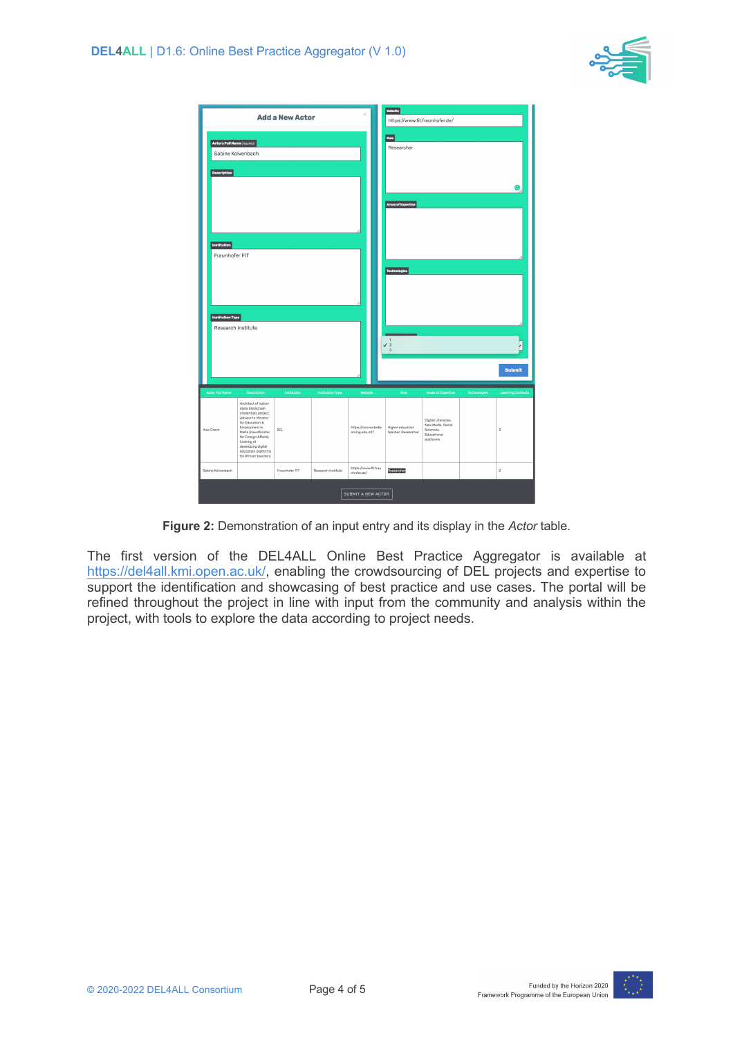**Figure 2:** Demonstration of an input entry and its display in the *Actor* table.

The first version of the DEL4ALL Online Best Practice Aggregator is available at https://del4all.kmi.open.ac.uk/, enabling the crowdsourcing of DEL projects and expertise to support the identification and showcasing of best practice and use cases. The portal will be refined throughout the project in line with input from the community and analysis within the project, with tools to explore the data according to project needs.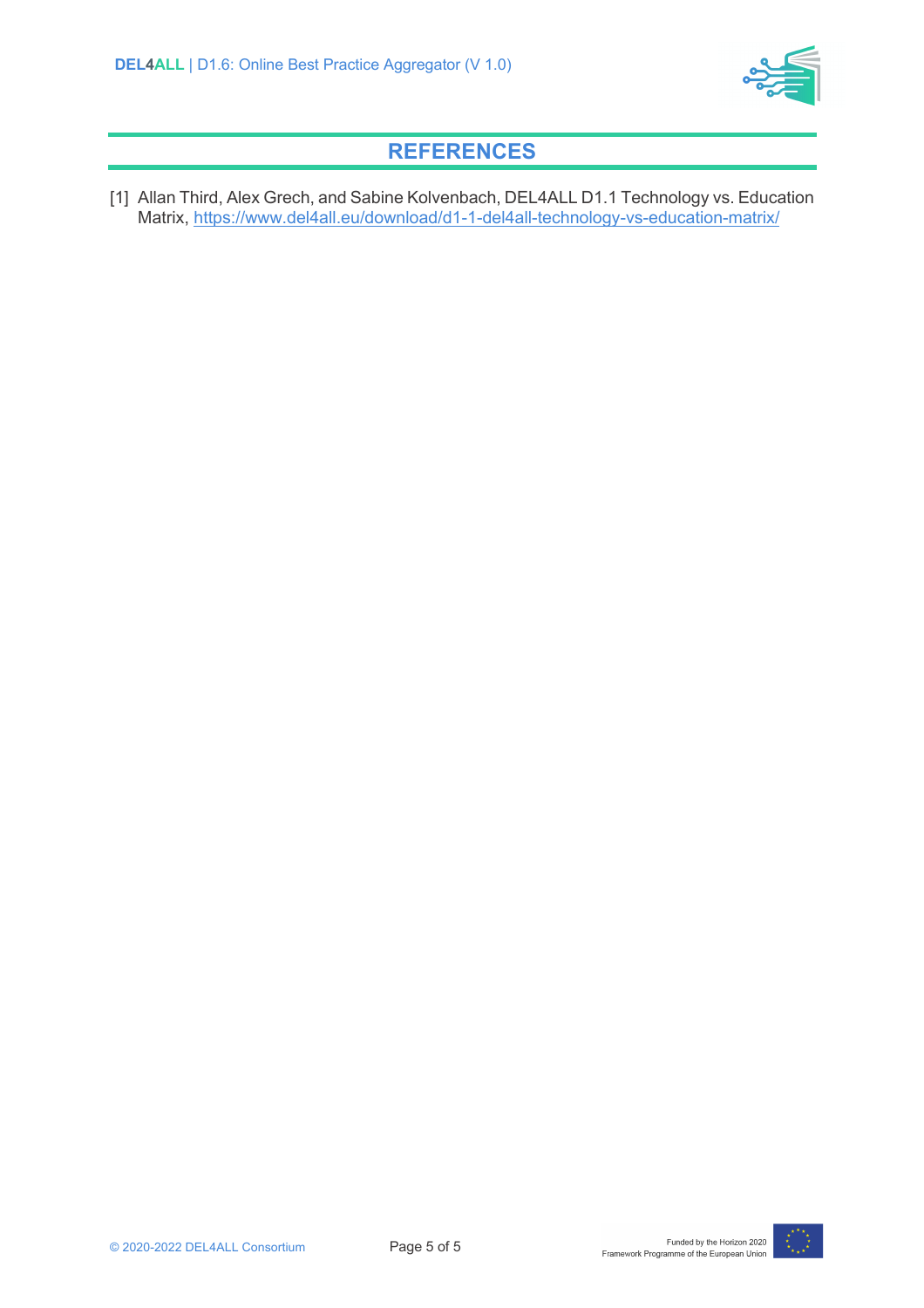# REFERENCES

[1] Allan Third, Alex Grech, and Sabine Kolvenbach, DEL4ALL D1.1 Technology vs. Education Matrix, https://www.del4all.eu/download/d1-1-del4all-technology-vs-education-matrix/